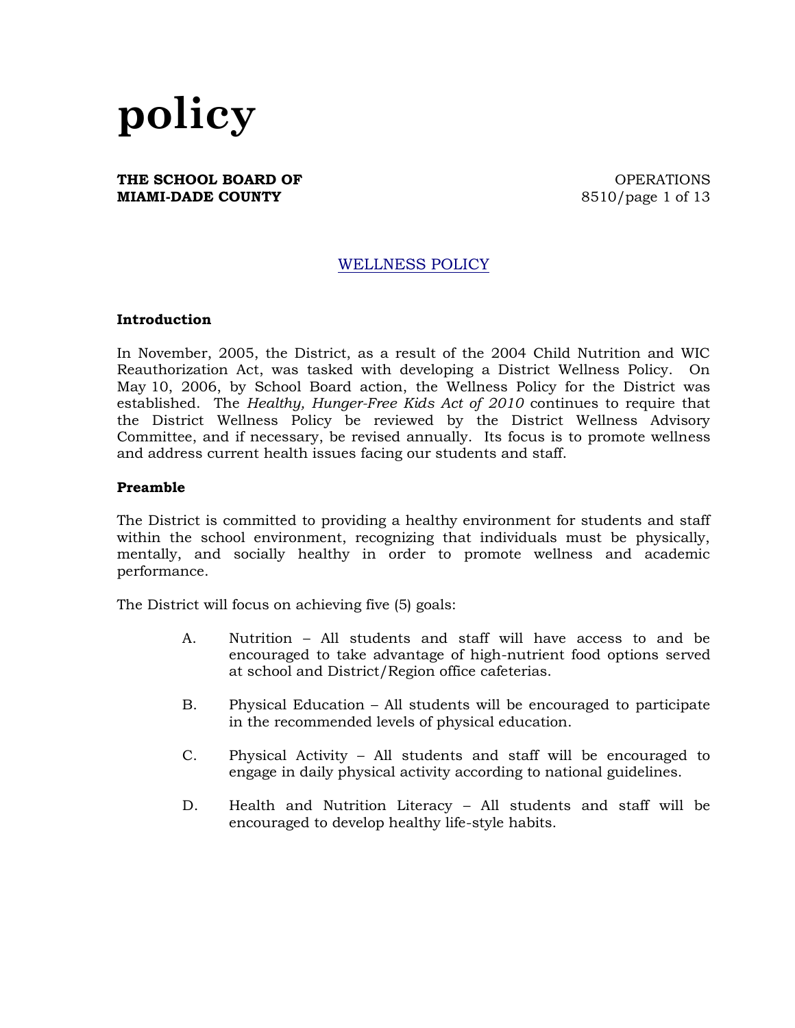# policy

**THE SCHOOL BOARD OF MIAMI-DADE COUNTY**

OPERATIONS
8510

## WELLNESS POLICY

### Introduction

In November, 2005, the District, as a result of the 2004 Child Nutrition and WIC Reauthorization Act, was tasked with developing a District Wellness Policy. On May 10, 2006, by School Board action, the Wellness Policy for the District was established. The *Healthy, Hunger-Free Kids Act of 2010* continues to require that the District Wellness Policy be reviewed by the District Wellness Advisory Committee, and if necessary, be revised annually. Its focus is to promote wellness and address current health issues facing our students and staff.

### Preamble

The District is committed to providing a healthy environment for students and staff within the school environment, recognizing that individuals must be physically, mentally, and socially healthy in order to promote wellness and academic performance.

The District will focus on achieving five (5) goals:

A. Nutrition – All students and staff will have access to and be encouraged to take advantage of high-nutrient food options served at school and District/Region office cafeterias.

B. Physical Education – All students will be encouraged to participate in the recommended levels of physical education.

C. Physical Activity – All students and staff will be encouraged to engage in daily physical activity according to national guidelines.

D. Health and Nutrition Literacy – All students and staff will be encouraged to develop healthy life-style habits.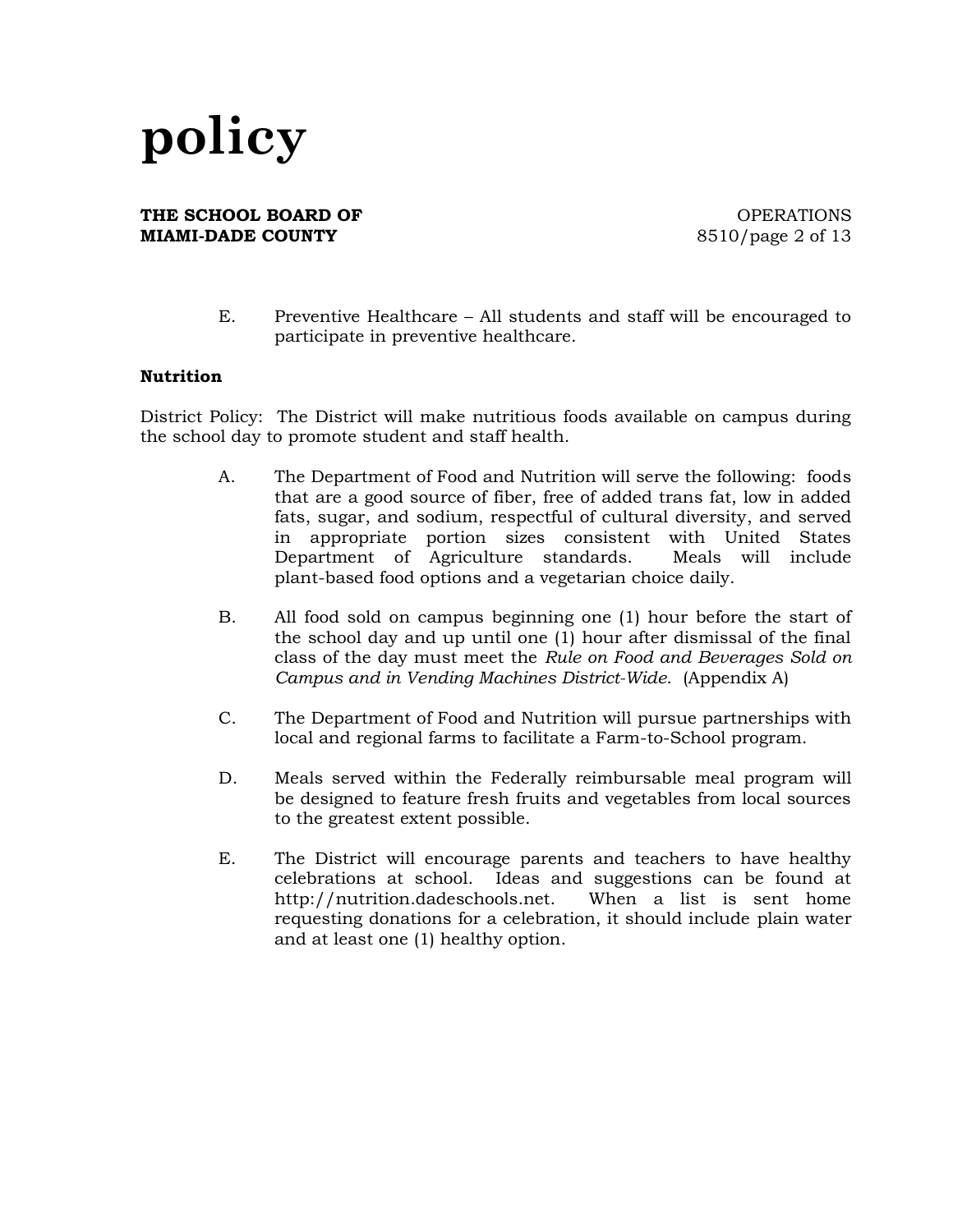E. Preventive Healthcare – All students and staff will be encouraged to participate in preventive healthcare.

**Nutrition**

District Policy: The District will make nutritious foods available on campus during the school day to promote student and staff health.

A. The Department of Food and Nutrition will serve the following: foods that are a good source of fiber, free of added trans fat, low in added fats, sugar, and sodium, respectful of cultural diversity, and served in appropriate portion sizes consistent with United States Department of Agriculture standards. Meals will include plant-based food options and a vegetarian choice daily.

B. All food sold on campus beginning one (1) hour before the start of the school day and up until one (1) hour after dismissal of the final class of the day must meet the *Rule on Food and Beverages Sold on Campus and in Vending Machines District-Wide*. (Appendix A)

C. The Department of Food and Nutrition will pursue partnerships with local and regional farms to facilitate a Farm-to-School program.

D. Meals served within the Federally reimbursable meal program will be designed to feature fresh fruits and vegetables from local sources to the greatest extent possible.

E. The District will encourage parents and teachers to have healthy celebrations at school. Ideas and suggestions can be found at http://nutrition.dadeschools.net. When a list is sent home requesting donations for a celebration, it should include plain water and at least one (1) healthy option.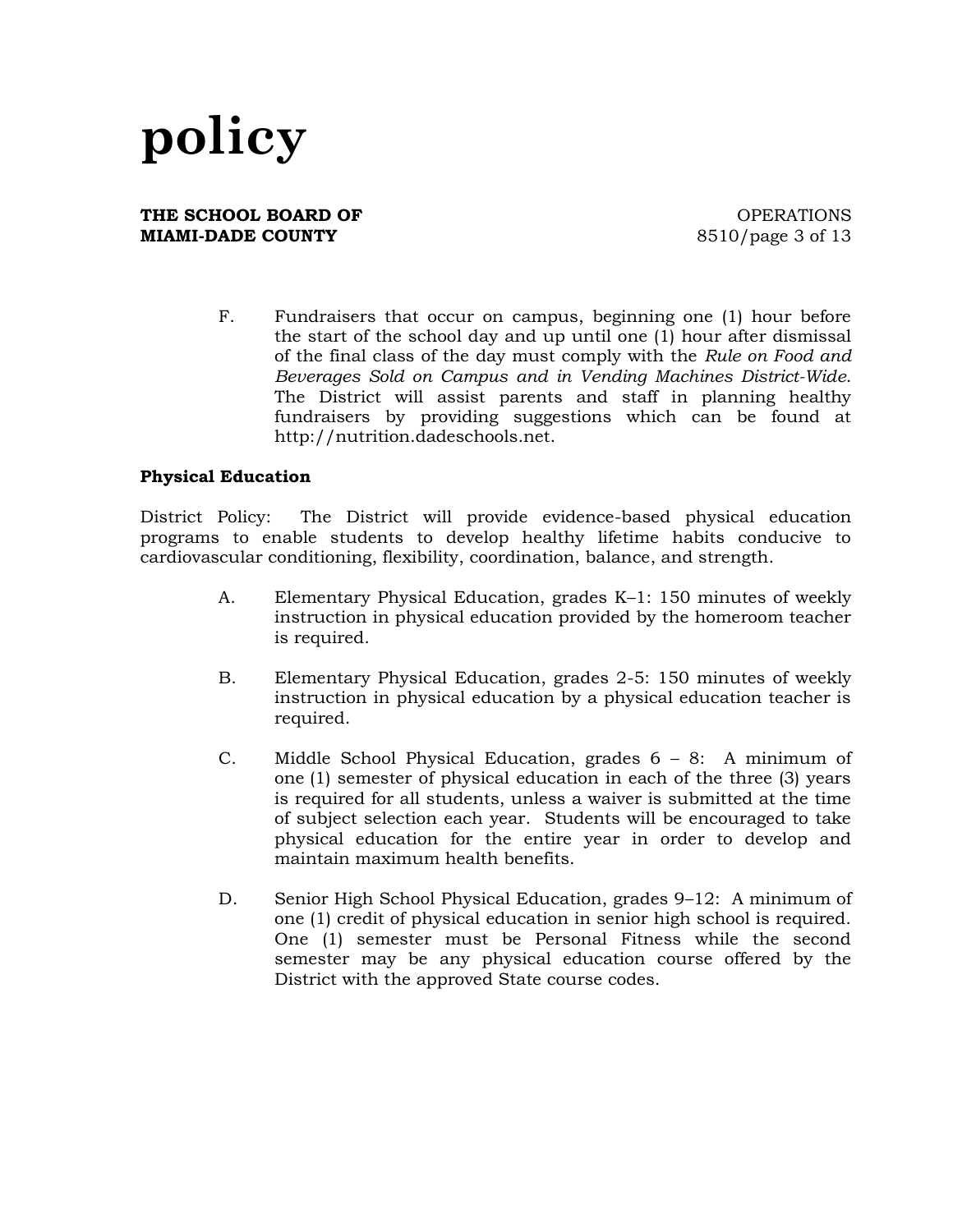F. Fundraisers that occur on campus, beginning one (1) hour before the start of the school day and up until one (1) hour after dismissal of the final class of the day must comply with the *Rule on Food and Beverages Sold on Campus and in Vending Machines District-Wide*. The District will assist parents and staff in planning healthy fundraisers by providing suggestions which can be found at http://nutrition.dadeschools.net.

**Physical Education**

District Policy: The District will provide evidence-based physical education programs to enable students to develop healthy lifetime habits conducive to cardiovascular conditioning, flexibility, coordination, balance, and strength.

A. Elementary Physical Education, grades K–1: 150 minutes of weekly instruction in physical education provided by the homeroom teacher is required.

B. Elementary Physical Education, grades 2-5: 150 minutes of weekly instruction in physical education by a physical education teacher is required.

C. Middle School Physical Education, grades 6 – 8: A minimum of one (1) semester of physical education in each of the three (3) years is required for all students, unless a waiver is submitted at the time of subject selection each year. Students will be encouraged to take physical education for the entire year in order to develop and maintain maximum health benefits.

D. Senior High School Physical Education, grades 9–12: A minimum of one (1) credit of physical education in senior high school is required. One (1) semester must be Personal Fitness while the second semester may be any physical education course offered by the District with the approved State course codes.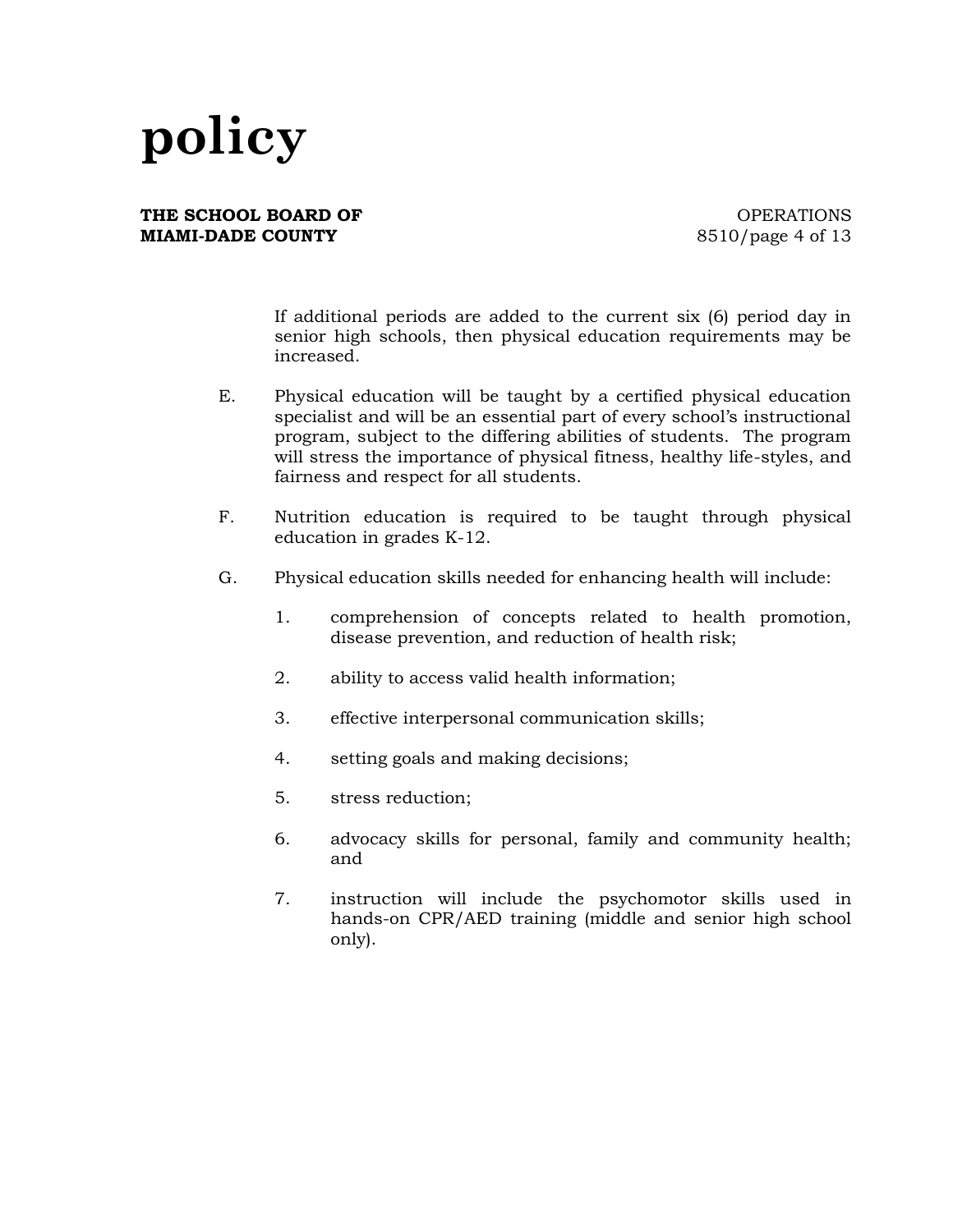If additional periods are added to the current six (6) period day in senior high schools, then physical education requirements may be increased.

E. Physical education will be taught by a certified physical education specialist and will be an essential part of every school's instructional program, subject to the differing abilities of students. The program will stress the importance of physical fitness, healthy life-styles, and fairness and respect for all students.

F. Nutrition education is required to be taught through physical education in grades K-12.

G. Physical education skills needed for enhancing health will include:

   1. comprehension of concepts related to health promotion, disease prevention, and reduction of health risk;

   2. ability to access valid health information;

   3. effective interpersonal communication skills;

   4. setting goals and making decisions;

   5. stress reduction;

   6. advocacy skills for personal, family and community health; and

   7. instruction will include the psychomotor skills used in hands-on CPR/AED training (middle and senior high school only).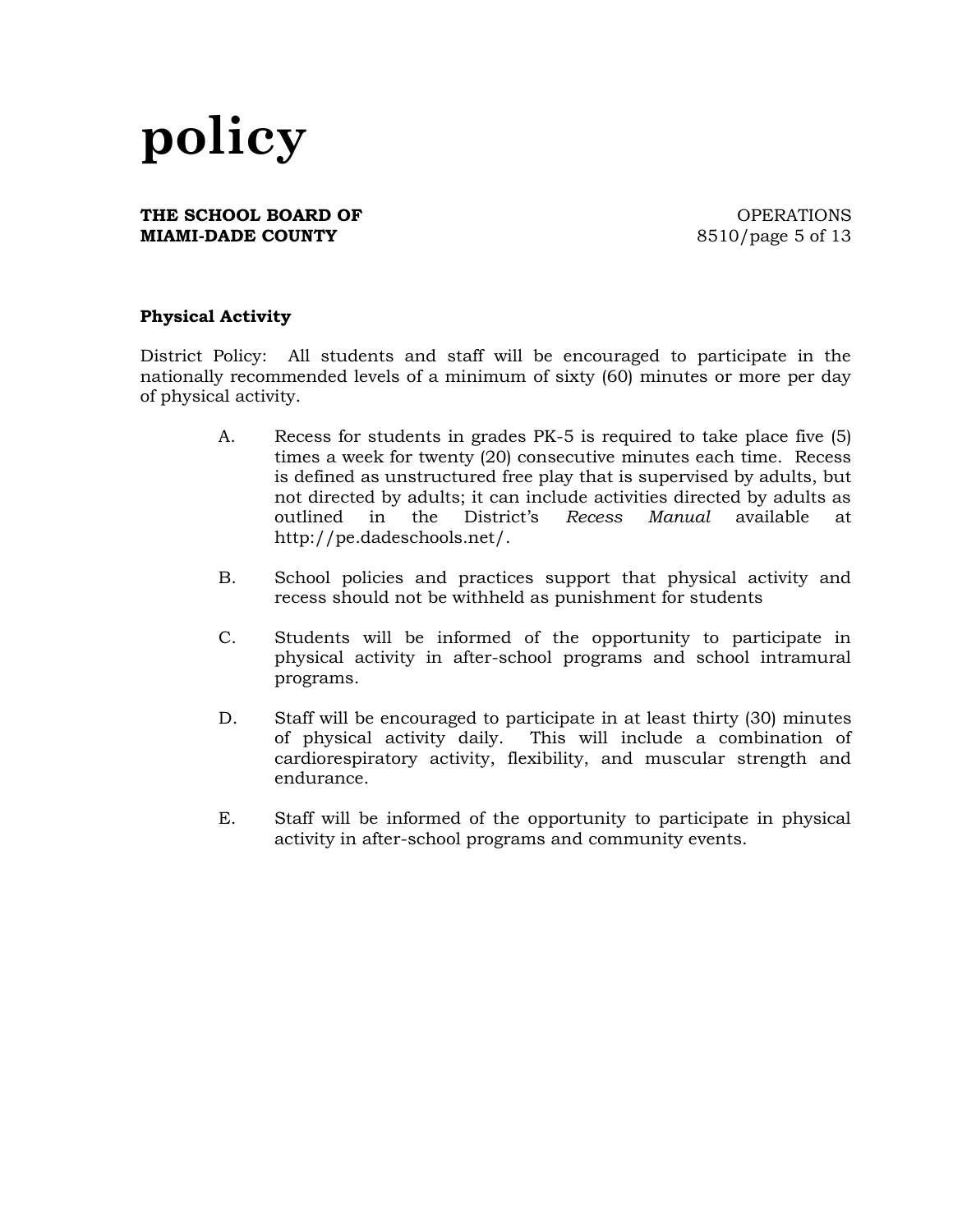**Physical Activity**

District Policy: All students and staff will be encouraged to participate in the nationally recommended levels of a minimum of sixty (60) minutes or more per day of physical activity.

A. Recess for students in grades PK-5 is required to take place five (5) times a week for twenty (20) consecutive minutes each time. Recess is defined as unstructured free play that is supervised by adults, but not directed by adults; it can include activities directed by adults as outlined in the District's *Recess Manual* available at http://pe.dadeschools.net/.

B. School policies and practices support that physical activity and recess should not be withheld as punishment for students

C. Students will be informed of the opportunity to participate in physical activity in after-school programs and school intramural programs.

D. Staff will be encouraged to participate in at least thirty (30) minutes of physical activity daily. This will include a combination of cardiorespiratory activity, flexibility, and muscular strength and endurance.

E. Staff will be informed of the opportunity to participate in physical activity in after-school programs and community events.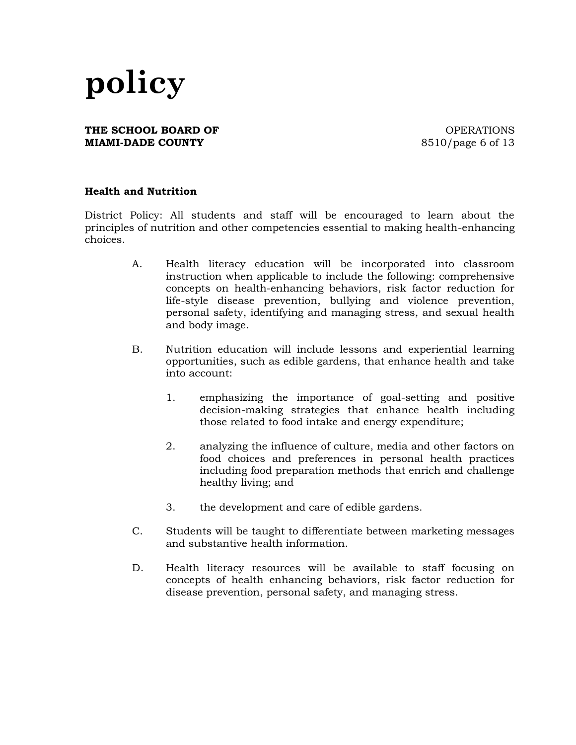### Health and Nutrition

District Policy: All students and staff will be encouraged to learn about the principles of nutrition and other competencies essential to making health-enhancing choices.

A. Health literacy education will be incorporated into classroom instruction when applicable to include the following: comprehensive concepts on health-enhancing behaviors, risk factor reduction for life-style disease prevention, bullying and violence prevention, personal safety, identifying and managing stress, and sexual health and body image.

B. Nutrition education will include lessons and experiential learning opportunities, such as edible gardens, that enhance health and take into account:

   1. emphasizing the importance of goal-setting and positive decision-making strategies that enhance health including those related to food intake and energy expenditure;

   2. analyzing the influence of culture, media and other factors on food choices and preferences in personal health practices including food preparation methods that enrich and challenge healthy living; and

   3. the development and care of edible gardens.

C. Students will be taught to differentiate between marketing messages and substantive health information.

D. Health literacy resources will be available to staff focusing on concepts of health enhancing behaviors, risk factor reduction for disease prevention, personal safety, and managing stress.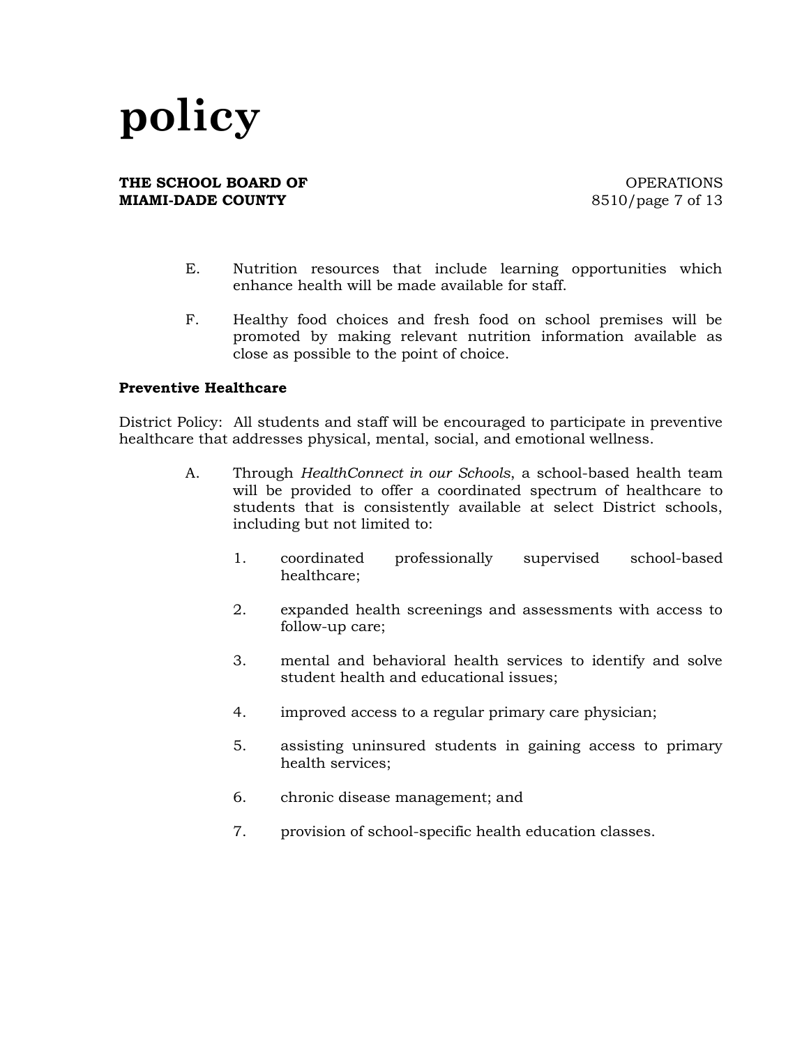E. Nutrition resources that include learning opportunities which enhance health will be made available for staff.

F. Healthy food choices and fresh food on school premises will be promoted by making relevant nutrition information available as close as possible to the point of choice.

**Preventive Healthcare**

District Policy: All students and staff will be encouraged to participate in preventive healthcare that addresses physical, mental, social, and emotional wellness.

A. Through *HealthConnect in our Schools*, a school-based health team will be provided to offer a coordinated spectrum of healthcare to students that is consistently available at select District schools, including but not limited to:

1. coordinated professionally supervised school-based healthcare;
2. expanded health screenings and assessments with access to follow-up care;
3. mental and behavioral health services to identify and solve student health and educational issues;
4. improved access to a regular primary care physician;
5. assisting uninsured students in gaining access to primary health services;
6. chronic disease management; and
7. provision of school-specific health education classes.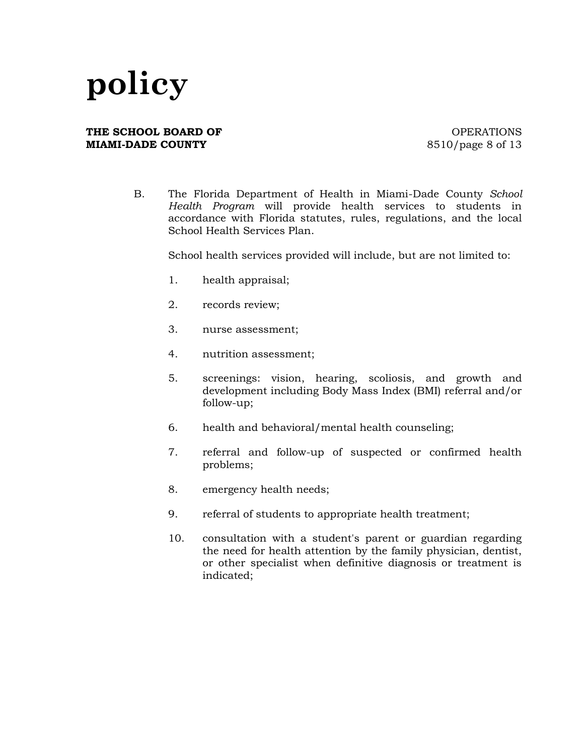B. The Florida Department of Health in Miami-Dade County *School Health Program* will provide health services to students in accordance with Florida statutes, rules, regulations, and the local School Health Services Plan.

School health services provided will include, but are not limited to:

1. health appraisal;
2. records review;
3. nurse assessment;
4. nutrition assessment;
5. screenings: vision, hearing, scoliosis, and growth and development including Body Mass Index (BMI) referral and/or follow-up;
6. health and behavioral/mental health counseling;
7. referral and follow-up of suspected or confirmed health problems;
8. emergency health needs;
9. referral of students to appropriate health treatment;
10. consultation with a student's parent or guardian regarding the need for health attention by the family physician, dentist, or other specialist when definitive diagnosis or treatment is indicated;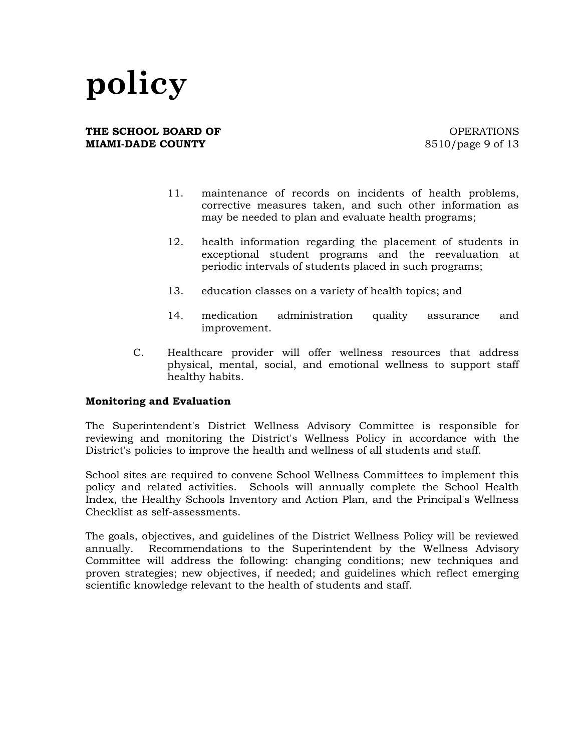11. maintenance of records on incidents of health problems, corrective measures taken, and such other information as may be needed to plan and evaluate health programs;

12. health information regarding the placement of students in exceptional student programs and the reevaluation at periodic intervals of students placed in such programs;

13. education classes on a variety of health topics; and

14. medication administration quality assurance and improvement.

C. Healthcare provider will offer wellness resources that address physical, mental, social, and emotional wellness to support staff healthy habits.

**Monitoring and Evaluation**

The Superintendent's District Wellness Advisory Committee is responsible for reviewing and monitoring the District's Wellness Policy in accordance with the District's policies to improve the health and wellness of all students and staff.

School sites are required to convene School Wellness Committees to implement this policy and related activities. Schools will annually complete the School Health Index, the Healthy Schools Inventory and Action Plan, and the Principal's Wellness Checklist as self-assessments.

The goals, objectives, and guidelines of the District Wellness Policy will be reviewed annually. Recommendations to the Superintendent by the Wellness Advisory Committee will address the following: changing conditions; new techniques and proven strategies; new objectives, if needed; and guidelines which reflect emerging scientific knowledge relevant to the health of students and staff.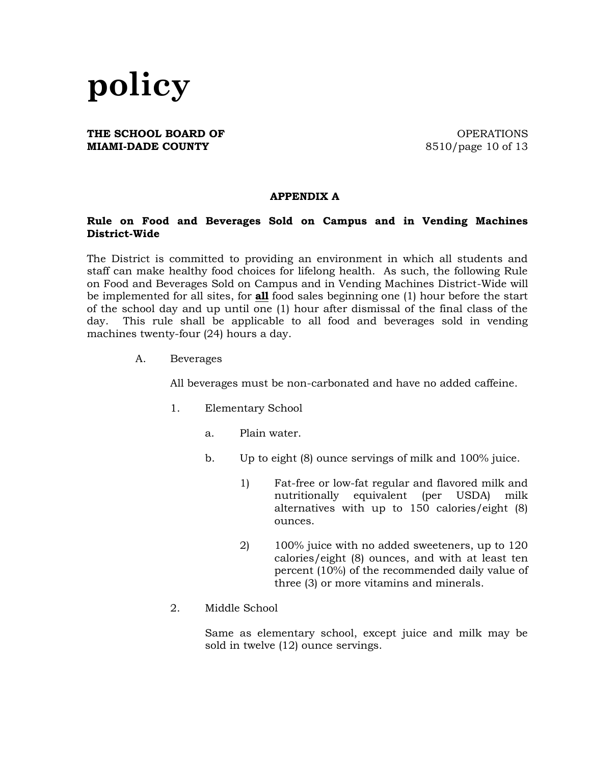## APPENDIX A

**Rule on Food and Beverages Sold on Campus and in Vending Machines District-Wide**

The District is committed to providing an environment in which all students and staff can make healthy food choices for lifelong health. As such, the following Rule on Food and Beverages Sold on Campus and in Vending Machines District-Wide will be implemented for all sites, for **all** food sales beginning one (1) hour before the start of the school day and up until one (1) hour after dismissal of the final class of the day. This rule shall be applicable to all food and beverages sold in vending machines twenty-four (24) hours a day.

A. Beverages

All beverages must be non-carbonated and have no added caffeine.

1. Elementary School

    a. Plain water.

    b. Up to eight (8) ounce servings of milk and 100% juice.

        1) Fat-free or low-fat regular and flavored milk and nutritionally equivalent (per USDA) milk alternatives with up to 150 calories/eight (8) ounces.

        2) 100% juice with no added sweeteners, up to 120 calories/eight (8) ounces, and with at least ten percent (10%) of the recommended daily value of three (3) or more vitamins and minerals.

2. Middle School

    Same as elementary school, except juice and milk may be sold in twelve (12) ounce servings.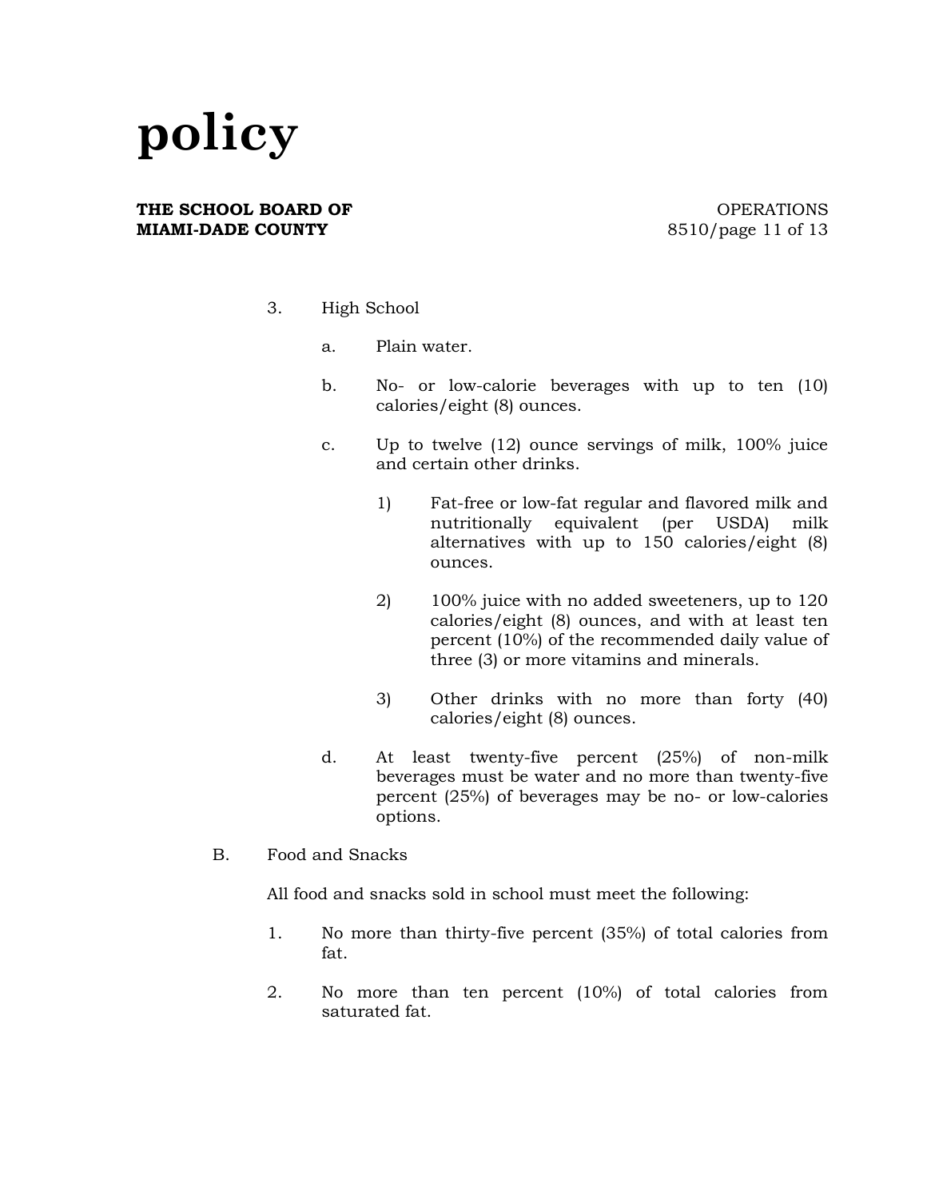3. High School

   a. Plain water.

   b. No- or low-calorie beverages with up to ten (10) calories/eight (8) ounces.

   c. Up to twelve (12) ounce servings of milk, 100% juice and certain other drinks.

      1) Fat-free or low-fat regular and flavored milk and nutritionally equivalent (per USDA) milk alternatives with up to 150 calories/eight (8) ounces.

      2) 100% juice with no added sweeteners, up to 120 calories/eight (8) ounces, and with at least ten percent (10%) of the recommended daily value of three (3) or more vitamins and minerals.

      3) Other drinks with no more than forty (40) calories/eight (8) ounces.

   d. At least twenty-five percent (25%) of non-milk beverages must be water and no more than twenty-five percent (25%) of beverages may be no- or low-calories options.

B. Food and Snacks

   All food and snacks sold in school must meet the following:

   1. No more than thirty-five percent (35%) of total calories from fat.

   2. No more than ten percent (10%) of total calories from saturated fat.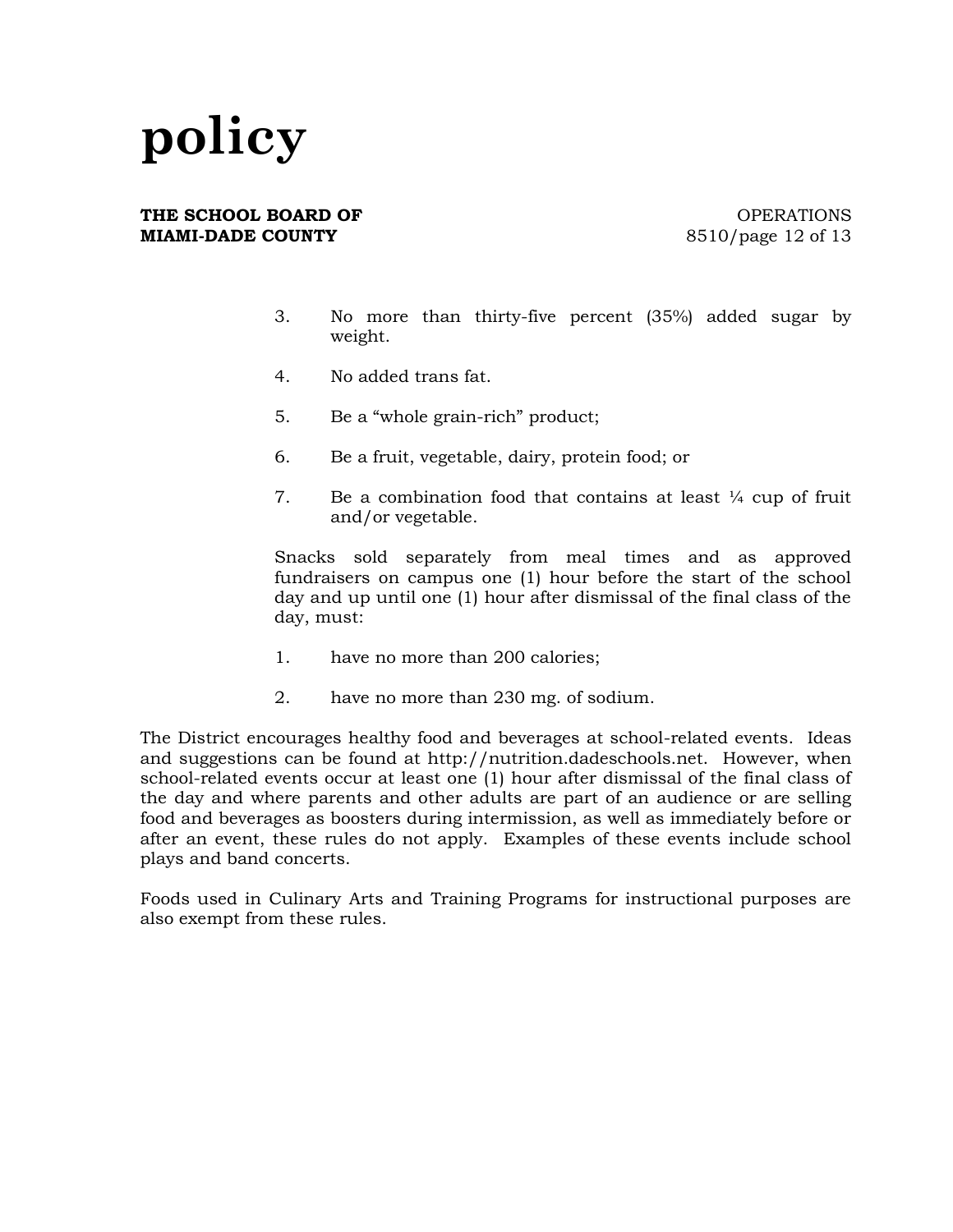3. No more than thirty-five percent (35%) added sugar by weight.

4. No added trans fat.

5. Be a "whole grain-rich" product;

6. Be a fruit, vegetable, dairy, protein food; or

7. Be a combination food that contains at least ¼ cup of fruit and/or vegetable.

Snacks sold separately from meal times and as approved fundraisers on campus one (1) hour before the start of the school day and up until one (1) hour after dismissal of the final class of the day, must:

1. have no more than 200 calories;

2. have no more than 230 mg. of sodium.

The District encourages healthy food and beverages at school-related events. Ideas and suggestions can be found at http://nutrition.dadeschools.net. However, when school-related events occur at least one (1) hour after dismissal of the final class of the day and where parents and other adults are part of an audience or are selling food and beverages as boosters during intermission, as well as immediately before or after an event, these rules do not apply. Examples of these events include school plays and band concerts.

Foods used in Culinary Arts and Training Programs for instructional purposes are also exempt from these rules.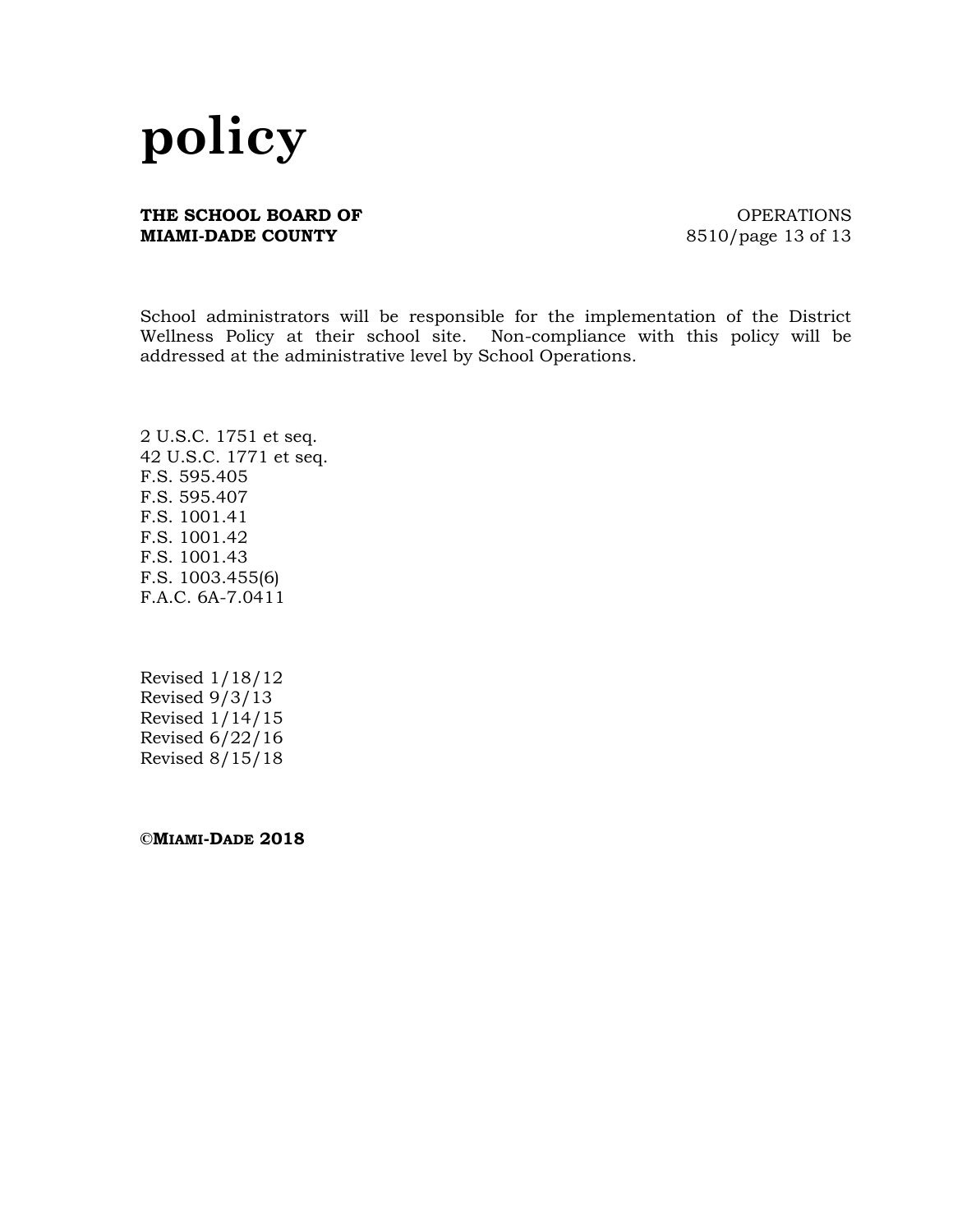School administrators will be responsible for the implementation of the District Wellness Policy at their school site. Non-compliance with this policy will be addressed at the administrative level by School Operations.

2 U.S.C. 1751 et seq.
42 U.S.C. 1771 et seq.
F.S. 595.405
F.S. 595.407
F.S. 1001.41
F.S. 1001.42
F.S. 1001.43
F.S. 1003.455(6)
F.A.C. 6A-7.0411

Revised 1/18/12
Revised 9/3/13
Revised 1/14/15
Revised 6/22/16
Revised 8/15/18

**©MIAMI-DADE 2018**